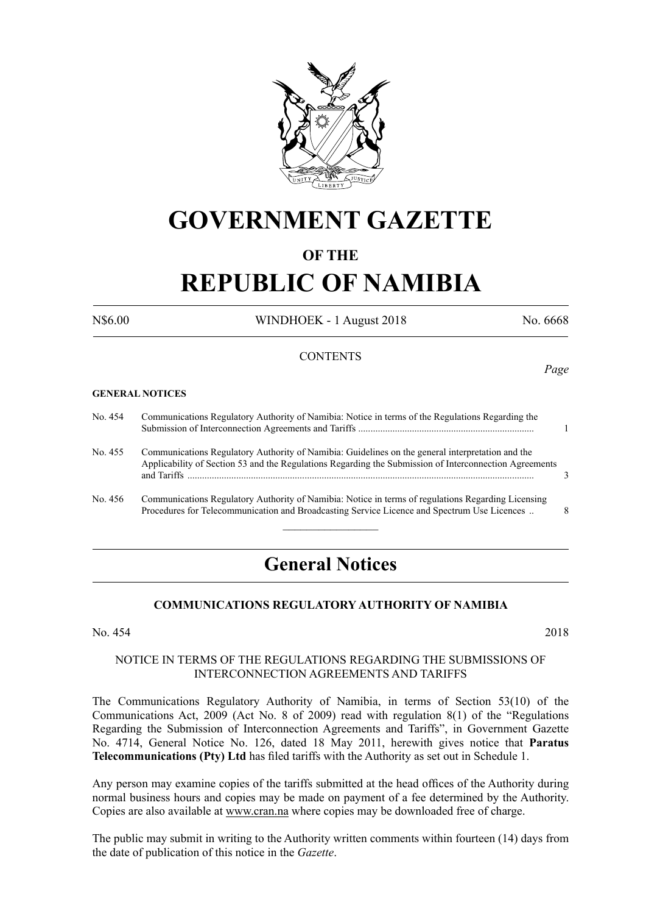# GOVERNMENT GAZETTE

## OF THE

# REPUBLIC OF NAMIBIA

N$6.00 WINDHOEK - 1 August 2018 No. 6668

CONTENTS

*Page*

**GENERAL NOTICES**

| | | |
|---|---|---|
| No. 454 | Communications Regulatory Authority of Namibia: Notice in terms of the Regulations Regarding the Submission of Interconnection Agreements and Tariffs | 1 |
| No. 455 | Communications Regulatory Authority of Namibia: Guidelines on the general interpretation and the Applicability of Section 53 and the Regulations Regarding the Submission of Interconnection Agreements and Tariffs | 3 |
| No. 456 | Communications Regulatory Authority of Namibia: Notice in terms of regulations Regarding Licensing Procedures for Telecommunication and Broadcasting Service Licence and Spectrum Use Licences | 8 |

---

# General Notices

### COMMUNICATIONS REGULATORY AUTHORITY OF NAMIBIA

No. 454 2018

NOTICE IN TERMS OF THE REGULATIONS REGARDING THE SUBMISSIONS OF INTERCONNECTION AGREEMENTS AND TARIFFS

The Communications Regulatory Authority of Namibia, in terms of Section 53(10) of the Communications Act, 2009 (Act No. 8 of 2009) read with regulation 8(1) of the "Regulations Regarding the Submission of Interconnection Agreements and Tariffs", in Government Gazette No. 4714, General Notice No. 126, dated 18 May 2011, herewith gives notice that **Paratus Telecommunications (Pty) Ltd** has filed tariffs with the Authority as set out in Schedule 1.

Any person may examine copies of the tariffs submitted at the head offices of the Authority during normal business hours and copies may be made on payment of a fee determined by the Authority. Copies are also available at www.cran.na where copies may be downloaded free of charge.

The public may submit in writing to the Authority written comments within fourteen (14) days from the date of publication of this notice in the *Gazette*.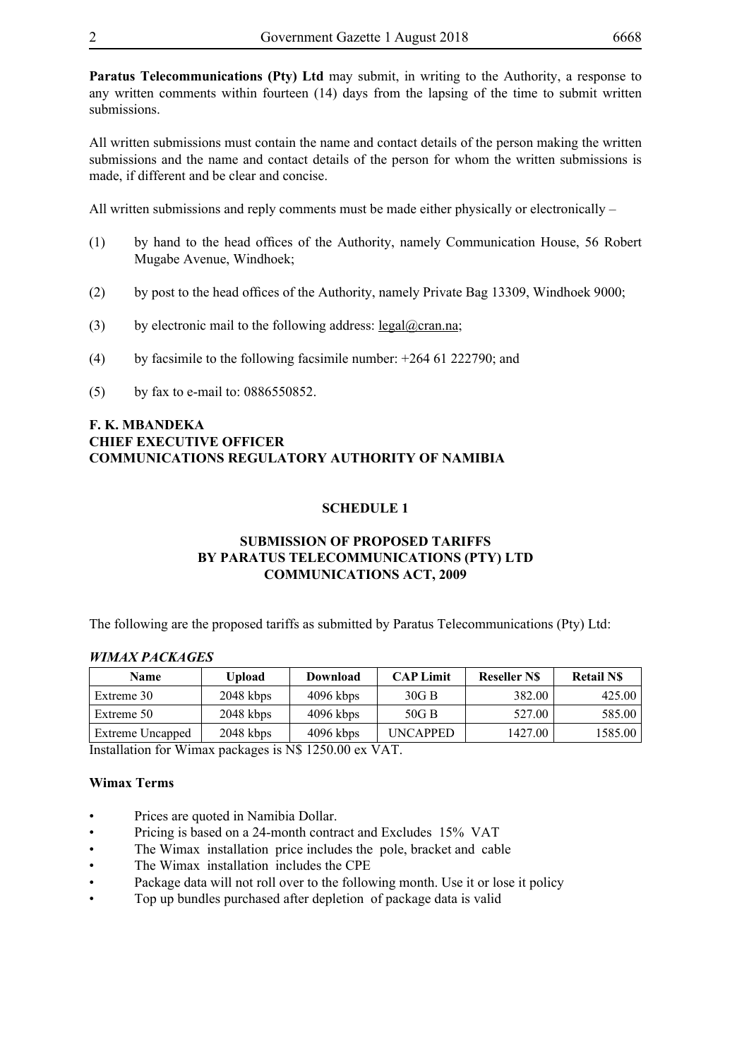**Paratus Telecommunications (Pty) Ltd** may submit, in writing to the Authority, a response to any written comments within fourteen (14) days from the lapsing of the time to submit written submissions.

All written submissions must contain the name and contact details of the person making the written submissions and the name and contact details of the person for whom the written submissions is made, if different and be clear and concise.

All written submissions and reply comments must be made either physically or electronically –

(1) by hand to the head offices of the Authority, namely Communication House, 56 Robert Mugabe Avenue, Windhoek;

(2) by post to the head offices of the Authority, namely Private Bag 13309, Windhoek 9000;

(3) by electronic mail to the following address: legal@cran.na;

(4) by facsimile to the following facsimile number: +264 61 222790; and

(5) by fax to e-mail to: 0886550852.

**F. K. MBANDEKA**
**CHIEF EXECUTIVE OFFICER**
**COMMUNICATIONS REGULATORY AUTHORITY OF NAMIBIA**

## SCHEDULE 1

## SUBMISSION OF PROPOSED TARIFFS BY PARATUS TELECOMMUNICATIONS (PTY) LTD COMMUNICATIONS ACT, 2009

The following are the proposed tariffs as submitted by Paratus Telecommunications (Pty) Ltd:

***WIMAX PACKAGES***

| Name | Upload | Download | CAP Limit | Reseller N$ | Retail N$ |
|---|---|---|---|---|---|
| Extreme 30 | 2048 kbps | 4096 kbps | 30G B | 382.00 | 425.00 |
| Extreme 50 | 2048 kbps | 4096 kbps | 50G B | 527.00 | 585.00 |
| Extreme Uncapped | 2048 kbps | 4096 kbps | UNCAPPED | 1427.00 | 1585.00 |

Installation for Wimax packages is N$ 1250.00 ex VAT.

**Wimax Terms**

- Prices are quoted in Namibia Dollar.
- Pricing is based on a 24-month contract and Excludes 15% VAT
- The Wimax installation price includes the pole, bracket and cable
- The Wimax installation includes the CPE
- Package data will not roll over to the following month. Use it or lose it policy
- Top up bundles purchased after depletion of package data is valid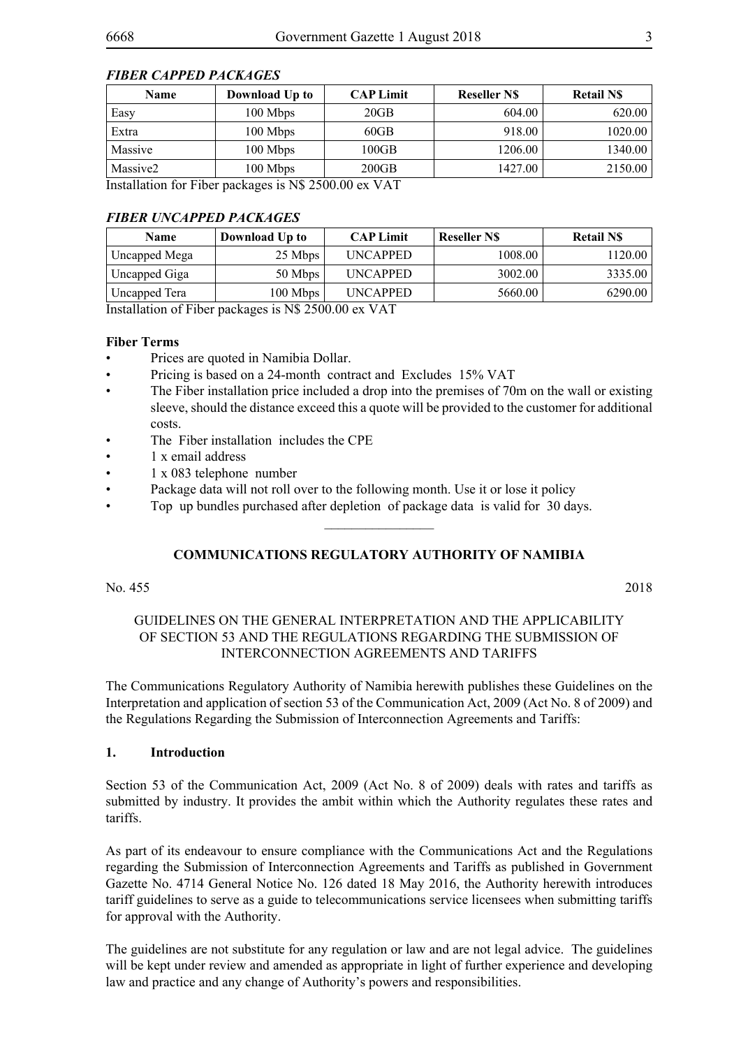### *FIBER CAPPED PACKAGES*

| Name | Download Up to | CAP Limit | Reseller N$ | Retail N$ |
|---|---|---|---|---|
| Easy | 100 Mbps | 20GB | 604.00 | 620.00 |
| Extra | 100 Mbps | 60GB | 918.00 | 1020.00 |
| Massive | 100 Mbps | 100GB | 1206.00 | 1340.00 |
| Massive2 | 100 Mbps | 200GB | 1427.00 | 2150.00 |

Installation for Fiber packages is N$ 2500.00 ex VAT

### *FIBER UNCAPPED PACKAGES*

| Name | Download Up to | CAP Limit | Reseller N$ | Retail N$ |
|---|---|---|---|---|
| Uncapped Mega | 25 Mbps | UNCAPPED | 1008.00 | 1120.00 |
| Uncapped Giga | 50 Mbps | UNCAPPED | 3002.00 | 3335.00 |
| Uncapped Tera | 100 Mbps | UNCAPPED | 5660.00 | 6290.00 |

Installation of Fiber packages is N$ 2500.00 ex VAT

**Fiber Terms**

- Prices are quoted in Namibia Dollar.
- Pricing is based on a 24-month contract and Excludes 15% VAT
- The Fiber installation price included a drop into the premises of 70m on the wall or existing sleeve, should the distance exceed this a quote will be provided to the customer for additional costs.
- The Fiber installation includes the CPE
- 1 x email address
- 1 x 083 telephone number
- Package data will not roll over to the following month. Use it or lose it policy
- Top up bundles purchased after depletion of package data is valid for 30 days.

________________

## COMMUNICATIONS REGULATORY AUTHORITY OF NAMIBIA

No. 455 2018

GUIDELINES ON THE GENERAL INTERPRETATION AND THE APPLICABILITY OF SECTION 53 AND THE REGULATIONS REGARDING THE SUBMISSION OF INTERCONNECTION AGREEMENTS AND TARIFFS

The Communications Regulatory Authority of Namibia herewith publishes these Guidelines on the Interpretation and application of section 53 of the Communication Act, 2009 (Act No. 8 of 2009) and the Regulations Regarding the Submission of Interconnection Agreements and Tariffs:

### 1. Introduction

Section 53 of the Communication Act, 2009 (Act No. 8 of 2009) deals with rates and tariffs as submitted by industry. It provides the ambit within which the Authority regulates these rates and tariffs.

As part of its endeavour to ensure compliance with the Communications Act and the Regulations regarding the Submission of Interconnection Agreements and Tariffs as published in Government Gazette No. 4714 General Notice No. 126 dated 18 May 2016, the Authority herewith introduces tariff guidelines to serve as a guide to telecommunications service licensees when submitting tariffs for approval with the Authority.

The guidelines are not substitute for any regulation or law and are not legal advice. The guidelines will be kept under review and amended as appropriate in light of further experience and developing law and practice and any change of Authority's powers and responsibilities.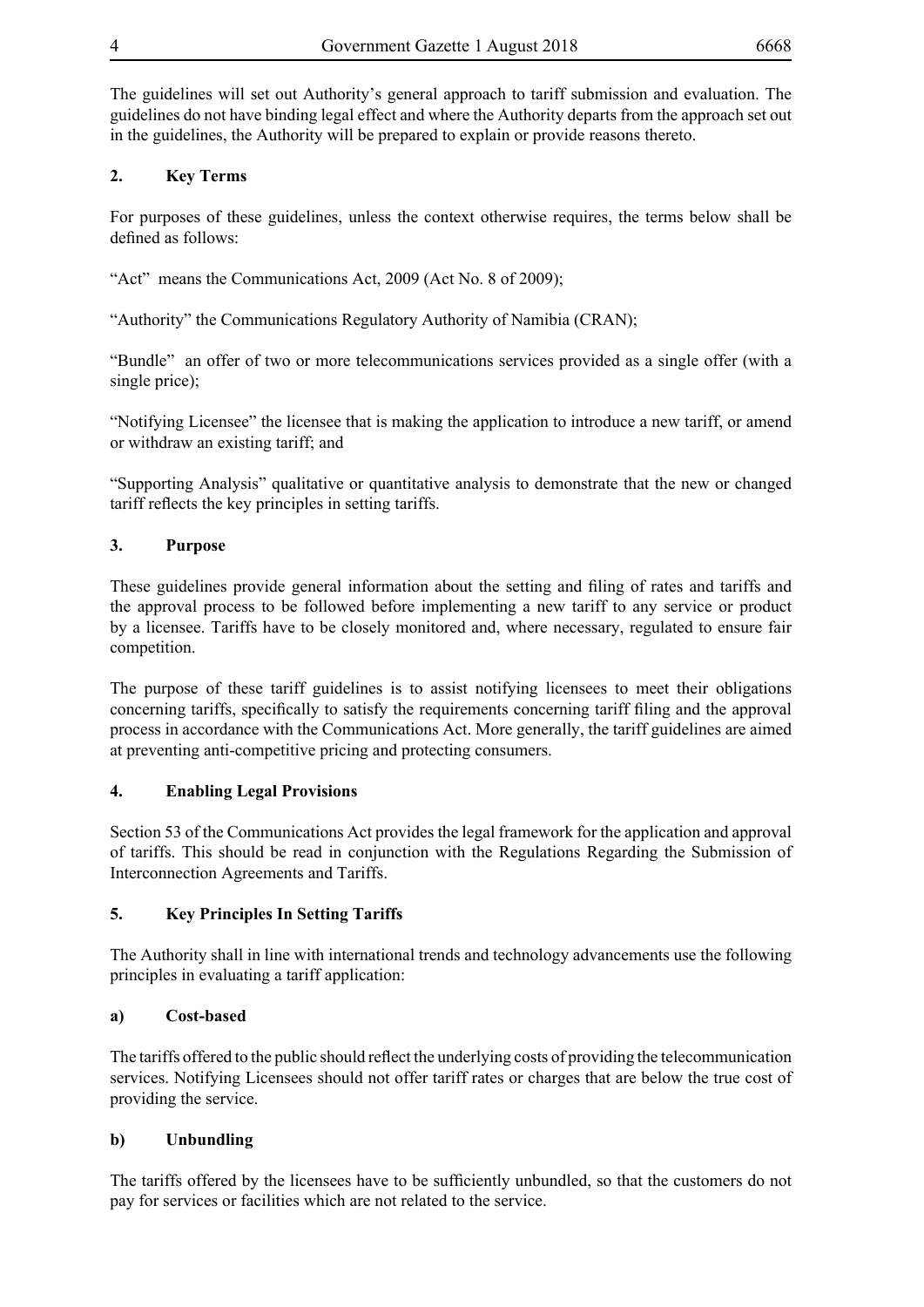The guidelines will set out Authority's general approach to tariff submission and evaluation. The guidelines do not have binding legal effect and where the Authority departs from the approach set out in the guidelines, the Authority will be prepared to explain or provide reasons thereto.

## 2. Key Terms

For purposes of these guidelines, unless the context otherwise requires, the terms below shall be defined as follows:

"Act" means the Communications Act, 2009 (Act No. 8 of 2009);

"Authority" the Communications Regulatory Authority of Namibia (CRAN);

"Bundle" an offer of two or more telecommunications services provided as a single offer (with a single price);

"Notifying Licensee" the licensee that is making the application to introduce a new tariff, or amend or withdraw an existing tariff; and

"Supporting Analysis" qualitative or quantitative analysis to demonstrate that the new or changed tariff reflects the key principles in setting tariffs.

## 3. Purpose

These guidelines provide general information about the setting and filing of rates and tariffs and the approval process to be followed before implementing a new tariff to any service or product by a licensee. Tariffs have to be closely monitored and, where necessary, regulated to ensure fair competition.

The purpose of these tariff guidelines is to assist notifying licensees to meet their obligations concerning tariffs, specifically to satisfy the requirements concerning tariff filing and the approval process in accordance with the Communications Act. More generally, the tariff guidelines are aimed at preventing anti-competitive pricing and protecting consumers.

## 4. Enabling Legal Provisions

Section 53 of the Communications Act provides the legal framework for the application and approval of tariffs. This should be read in conjunction with the Regulations Regarding the Submission of Interconnection Agreements and Tariffs.

## 5. Key Principles In Setting Tariffs

The Authority shall in line with international trends and technology advancements use the following principles in evaluating a tariff application:

### a) Cost-based

The tariffs offered to the public should reflect the underlying costs of providing the telecommunication services. Notifying Licensees should not offer tariff rates or charges that are below the true cost of providing the service.

### b) Unbundling

The tariffs offered by the licensees have to be sufficiently unbundled, so that the customers do not pay for services or facilities which are not related to the service.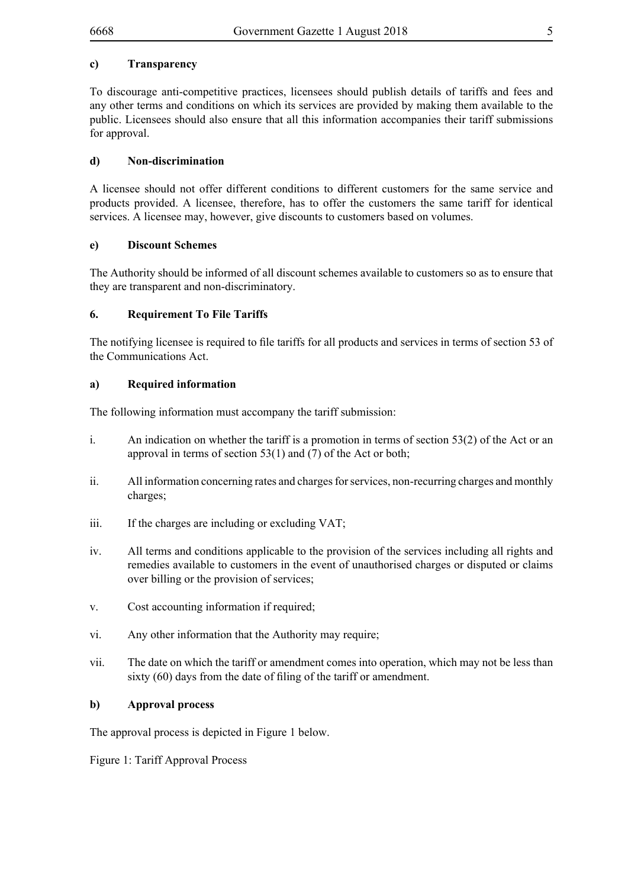#### c) Transparency

To discourage anti-competitive practices, licensees should publish details of tariffs and fees and any other terms and conditions on which its services are provided by making them available to the public. Licensees should also ensure that all this information accompanies their tariff submissions for approval.

#### d) Non-discrimination

A licensee should not offer different conditions to different customers for the same service and products provided. A licensee, therefore, has to offer the customers the same tariff for identical services. A licensee may, however, give discounts to customers based on volumes.

#### e) Discount Schemes

The Authority should be informed of all discount schemes available to customers so as to ensure that they are transparent and non-discriminatory.

### 6. Requirement To File Tariffs

The notifying licensee is required to file tariffs for all products and services in terms of section 53 of the Communications Act.

#### a) Required information

The following information must accompany the tariff submission:

i. An indication on whether the tariff is a promotion in terms of section 53(2) of the Act or an approval in terms of section 53(1) and (7) of the Act or both;

ii. All information concerning rates and charges for services, non-recurring charges and monthly charges;

iii. If the charges are including or excluding VAT;

iv. All terms and conditions applicable to the provision of the services including all rights and remedies available to customers in the event of unauthorised charges or disputed or claims over billing or the provision of services;

v. Cost accounting information if required;

vi. Any other information that the Authority may require;

vii. The date on which the tariff or amendment comes into operation, which may not be less than sixty (60) days from the date of filing of the tariff or amendment.

#### b) Approval process

The approval process is depicted in Figure 1 below.

Figure 1: Tariff Approval Process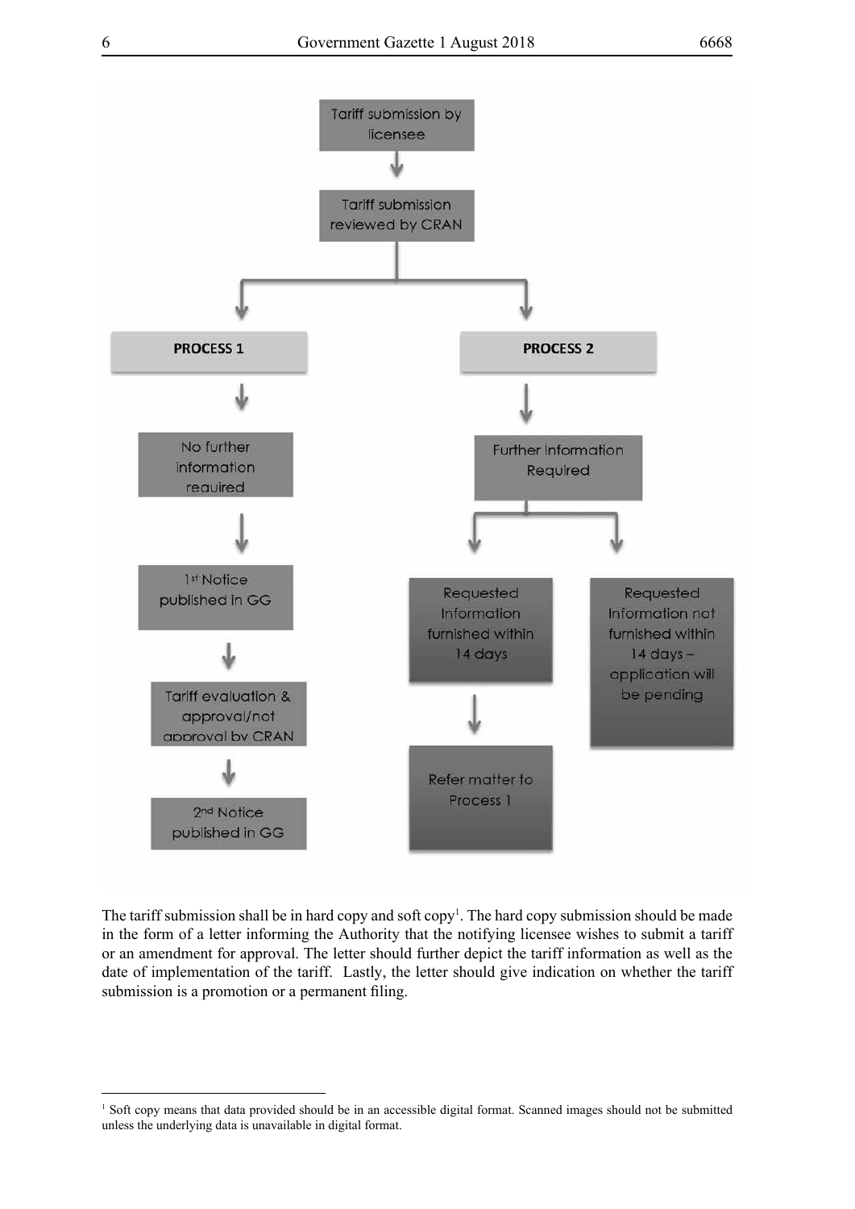Tariff submission by licensee

↓

Tariff submission reviewed by CRAN

**PROCESS 1**

↓

No further information required

↓

1st Notice published in GG

↓

Tariff evaluation & approval/not approval by CRAN

↓

2nd Notice published in GG

**PROCESS 2**

↓

Further Information Required

↓

Requested Information furnished within 14 days

↓

Refer matter to Process 1

Requested Information not furnished within 14 days – application will be pending

The tariff submission shall be in hard copy and soft copy[1]. The hard copy submission should be made in the form of a letter informing the Authority that the notifying licensee wishes to submit a tariff or an amendment for approval. The letter should further depict the tariff information as well as the date of implementation of the tariff. Lastly, the letter should give indication on whether the tariff submission is a promotion or a permanent filing.

[1] Soft copy means that data provided should be in an accessible digital format. Scanned images should not be submitted unless the underlying data is unavailable in digital format.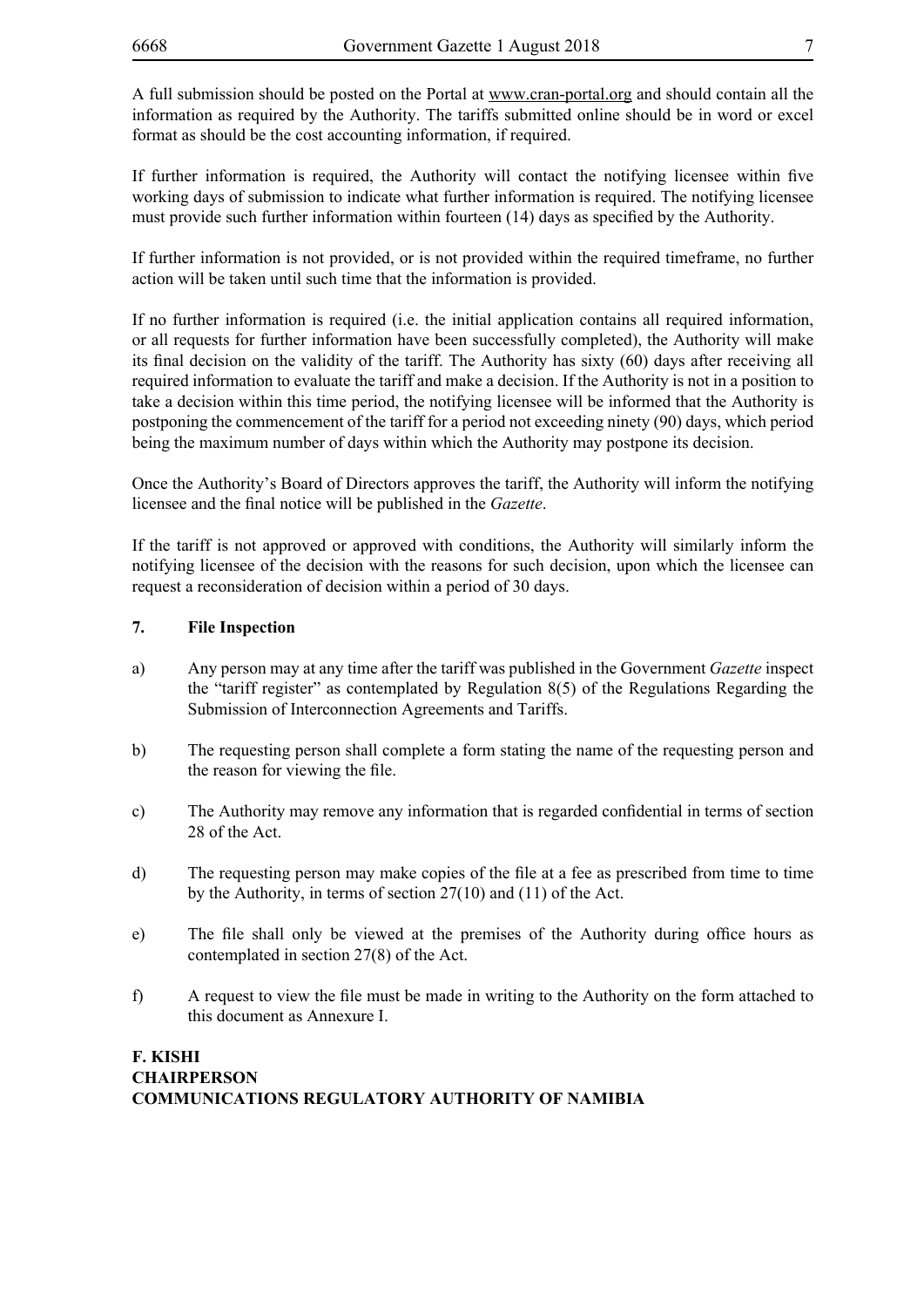A full submission should be posted on the Portal at www.cran-portal.org and should contain all the information as required by the Authority. The tariffs submitted online should be in word or excel format as should be the cost accounting information, if required.

If further information is required, the Authority will contact the notifying licensee within five working days of submission to indicate what further information is required. The notifying licensee must provide such further information within fourteen (14) days as specified by the Authority.

If further information is not provided, or is not provided within the required timeframe, no further action will be taken until such time that the information is provided.

If no further information is required (i.e. the initial application contains all required information, or all requests for further information have been successfully completed), the Authority will make its final decision on the validity of the tariff. The Authority has sixty (60) days after receiving all required information to evaluate the tariff and make a decision. If the Authority is not in a position to take a decision within this time period, the notifying licensee will be informed that the Authority is postponing the commencement of the tariff for a period not exceeding ninety (90) days, which period being the maximum number of days within which the Authority may postpone its decision.

Once the Authority's Board of Directors approves the tariff, the Authority will inform the notifying licensee and the final notice will be published in the *Gazette*.

If the tariff is not approved or approved with conditions, the Authority will similarly inform the notifying licensee of the decision with the reasons for such decision, upon which the licensee can request a reconsideration of decision within a period of 30 days.

**7. File Inspection**

a) Any person may at any time after the tariff was published in the Government *Gazette* inspect the "tariff register" as contemplated by Regulation 8(5) of the Regulations Regarding the Submission of Interconnection Agreements and Tariffs.

b) The requesting person shall complete a form stating the name of the requesting person and the reason for viewing the file.

c) The Authority may remove any information that is regarded confidential in terms of section 28 of the Act.

d) The requesting person may make copies of the file at a fee as prescribed from time to time by the Authority, in terms of section 27(10) and (11) of the Act.

e) The file shall only be viewed at the premises of the Authority during office hours as contemplated in section 27(8) of the Act.

f) A request to view the file must be made in writing to the Authority on the form attached to this document as Annexure I.

**F. KISHI**
**CHAIRPERSON**
**COMMUNICATIONS REGULATORY AUTHORITY OF NAMIBIA**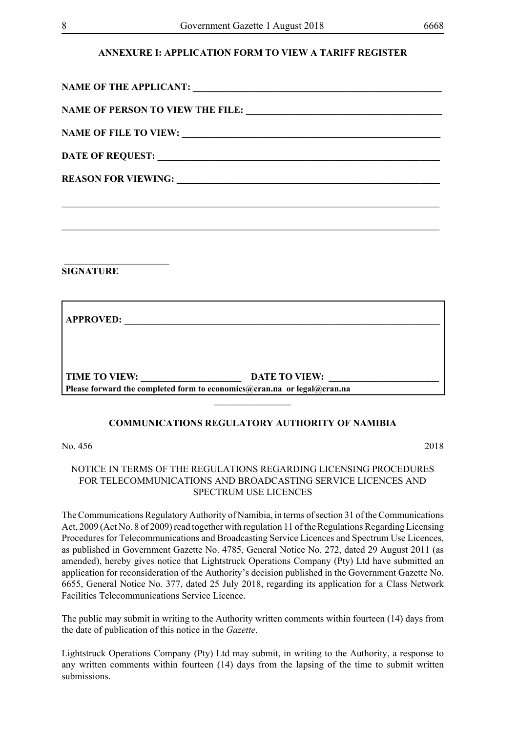**ANNEXURE I: APPLICATION FORM TO VIEW A TARIFF REGISTER**

**NAME OF THE APPLICANT: ______________________________________________________**

**NAME OF PERSON TO VIEW THE FILE: _______________________________________**

**NAME OF FILE TO VIEW: ______________________________________________________**

**DATE OF REQUEST: __________________________________________________________**

**REASON FOR VIEWING: _______________________________________________________**

______________________________________________________________________________

______________________________________________________________________________

_____________________

**SIGNATURE**

| |
|---|
| **APPROVED: ___________________________________________________________** |
| **TIME TO VIEW: ____________________ DATE TO VIEW: ______________________** |
| **Please forward the completed form to economics@cran.na or legal@cran.na** |

---

**COMMUNICATIONS REGULATORY AUTHORITY OF NAMIBIA**

No. 456 2018

NOTICE IN TERMS OF THE REGULATIONS REGARDING LICENSING PROCEDURES FOR TELECOMMUNICATIONS AND BROADCASTING SERVICE LICENCES AND SPECTRUM USE LICENCES

The Communications Regulatory Authority of Namibia, in terms of section 31 of the Communications Act, 2009 (Act No. 8 of 2009) read together with regulation 11 of the Regulations Regarding Licensing Procedures for Telecommunications and Broadcasting Service Licences and Spectrum Use Licences, as published in Government Gazette No. 4785, General Notice No. 272, dated 29 August 2011 (as amended), hereby gives notice that Lightstruck Operations Company (Pty) Ltd have submitted an application for reconsideration of the Authority's decision published in the Government Gazette No. 6655, General Notice No. 377, dated 25 July 2018, regarding its application for a Class Network Facilities Telecommunications Service Licence.

The public may submit in writing to the Authority written comments within fourteen (14) days from the date of publication of this notice in the *Gazette*.

Lightstruck Operations Company (Pty) Ltd may submit, in writing to the Authority, a response to any written comments within fourteen (14) days from the lapsing of the time to submit written submissions.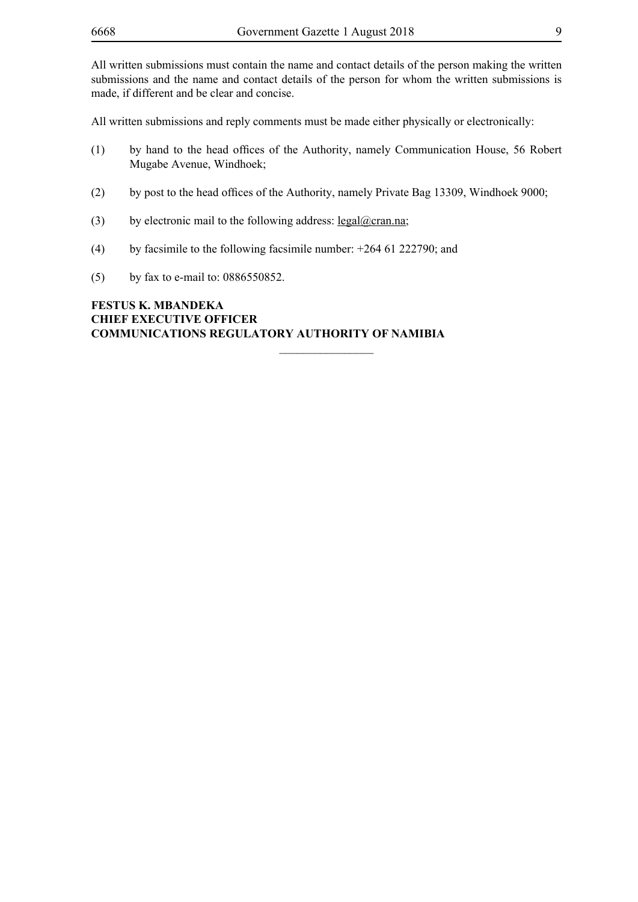All written submissions must contain the name and contact details of the person making the written submissions and the name and contact details of the person for whom the written submissions is made, if different and be clear and concise.

All written submissions and reply comments must be made either physically or electronically:

(1) by hand to the head offices of the Authority, namely Communication House, 56 Robert Mugabe Avenue, Windhoek;

(2) by post to the head offices of the Authority, namely Private Bag 13309, Windhoek 9000;

(3) by electronic mail to the following address: legal@cran.na;

(4) by facsimile to the following facsimile number: +264 61 222790; and

(5) by fax to e-mail to: 0886550852.

**FESTUS K. MBANDEKA**
**CHIEF EXECUTIVE OFFICER**
**COMMUNICATIONS REGULATORY AUTHORITY OF NAMIBIA**